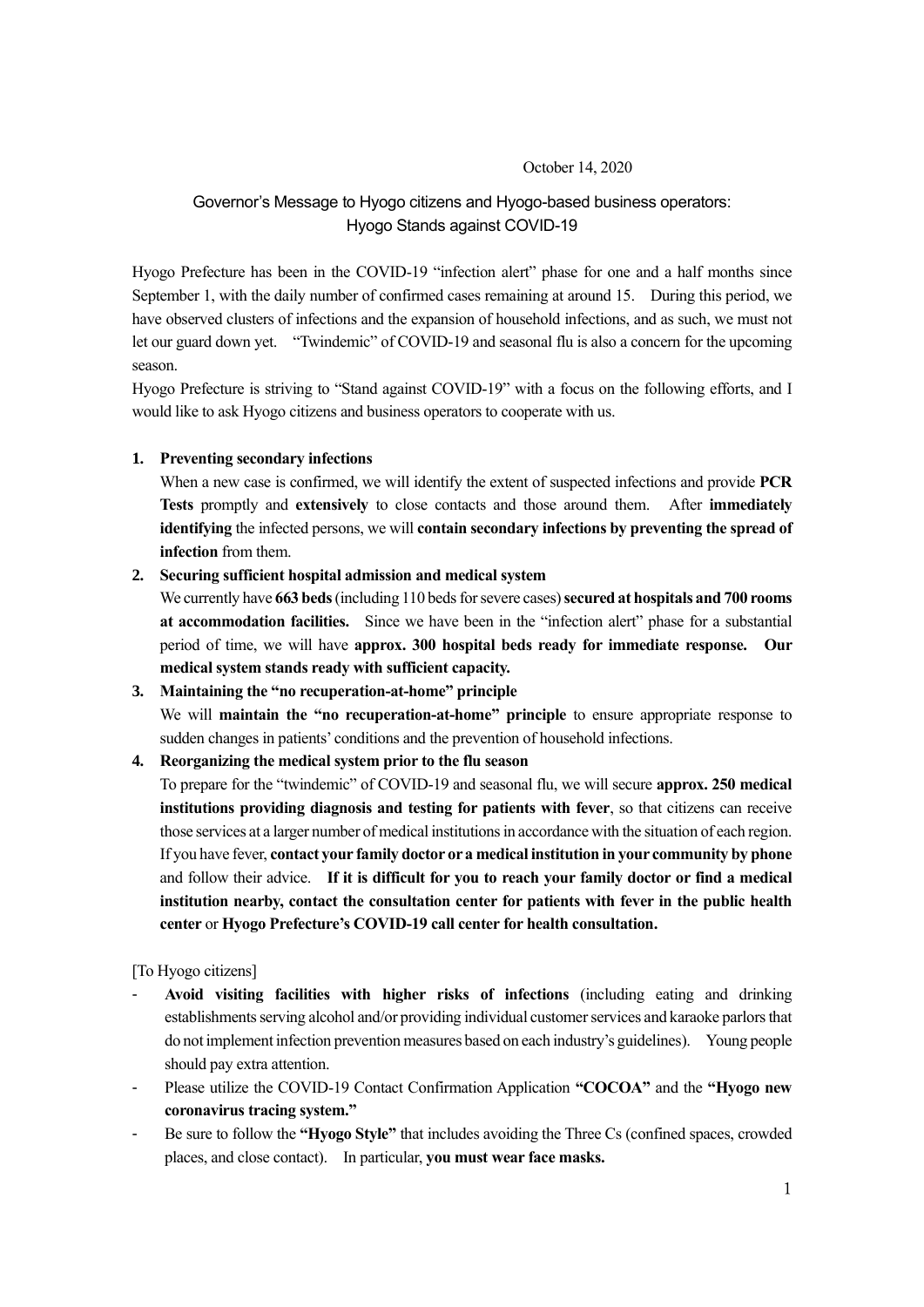October 14, 2020

## Governor's Message to Hyogo citizens and Hyogo-based business operators: Hyogo Stands against COVID-19

Hyogo Prefecture has been in the COVID-19 "infection alert" phase for one and a half months since September 1, with the daily number of confirmed cases remaining at around 15. During this period, we have observed clusters of infections and the expansion of household infections, and as such, we must not let our guard down yet. "Twindemic" of COVID-19 and seasonal flu is also a concern for the upcoming season.

Hyogo Prefecture is striving to "Stand against COVID-19" with a focus on the following efforts, and I would like to ask Hyogo citizens and business operators to cooperate with us.

1. **Preventing secondary infections**

   When a new case is confirmed, we will identify the extent of suspected infections and provide **PCR Tests** promptly and **extensively** to close contacts and those around them. After **immediately identifying** the infected persons, we will **contain secondary infections by preventing the spread of infection** from them.

2. **Securing sufficient hospital admission and medical system**

   We currently have **663 beds** (including 110 beds for severe cases) **secured at hospitals and 700 rooms at accommodation facilities.** Since we have been in the "infection alert" phase for a substantial period of time, we will have **approx. 300 hospital beds ready for immediate response. Our medical system stands ready with sufficient capacity.**

3. **Maintaining the "no recuperation-at-home" principle**

   We will **maintain the "no recuperation-at-home" principle** to ensure appropriate response to sudden changes in patients' conditions and the prevention of household infections.

4. **Reorganizing the medical system prior to the flu season**

   To prepare for the "twindemic" of COVID-19 and seasonal flu, we will secure **approx. 250 medical institutions providing diagnosis and testing for patients with fever**, so that citizens can receive those services at a larger number of medical institutions in accordance with the situation of each region. If you have fever, **contact your family doctor or a medical institution in your community by phone** and follow their advice. **If it is difficult for you to reach your family doctor or find a medical institution nearby, contact the consultation center for patients with fever in the public health center** or **Hyogo Prefecture's COVID-19 call center for health consultation.**

[To Hyogo citizens]

- **Avoid visiting facilities with higher risks of infections** (including eating and drinking establishments serving alcohol and/or providing individual customer services and karaoke parlors that do not implement infection prevention measures based on each industry's guidelines). Young people should pay extra attention.
- Please utilize the COVID-19 Contact Confirmation Application **"COCOA"** and the **"Hyogo new coronavirus tracing system."**
- Be sure to follow the **"Hyogo Style"** that includes avoiding the Three Cs (confined spaces, crowded places, and close contact). In particular, **you must wear face masks.**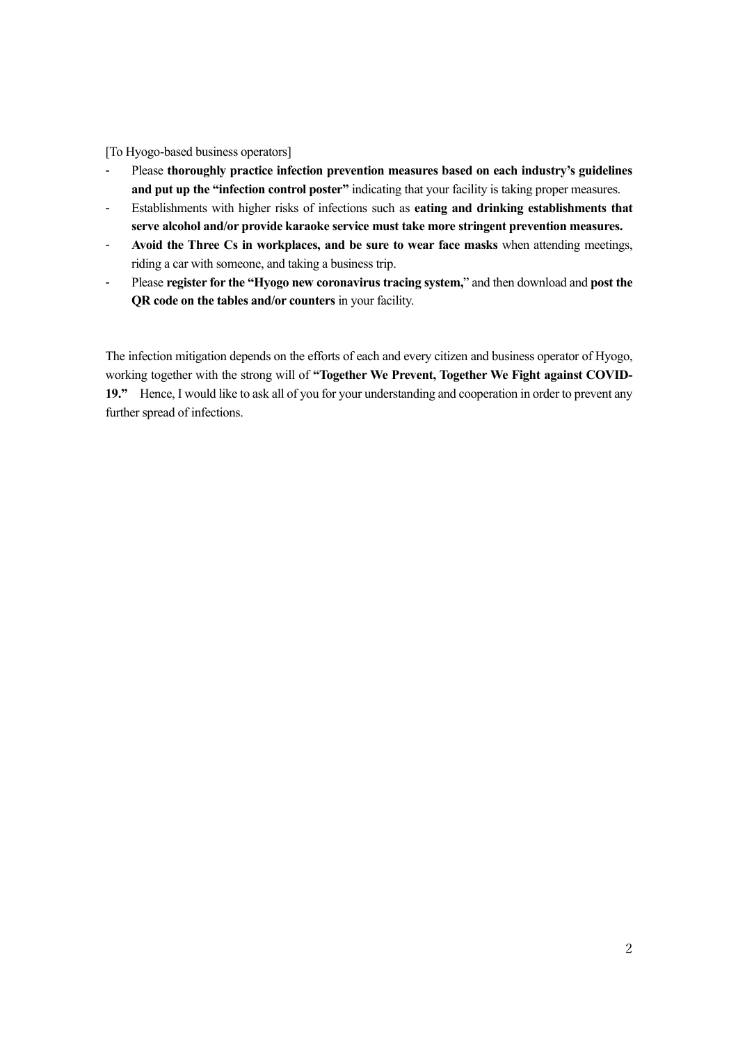[To Hyogo-based business operators]

- Please **thoroughly practice infection prevention measures based on each industry's guidelines and put up the "infection control poster"** indicating that your facility is taking proper measures.
- Establishments with higher risks of infections such as **eating and drinking establishments that serve alcohol and/or provide karaoke service must take more stringent prevention measures.**
- **Avoid the Three Cs in workplaces, and be sure to wear face masks** when attending meetings, riding a car with someone, and taking a business trip.
- Please **register for the "Hyogo new coronavirus tracing system,**" and then download and **post the QR code on the tables and/or counters** in your facility.

The infection mitigation depends on the efforts of each and every citizen and business operator of Hyogo, working together with the strong will of **"Together We Prevent, Together We Fight against COVID-19."** Hence, I would like to ask all of you for your understanding and cooperation in order to prevent any further spread of infections.